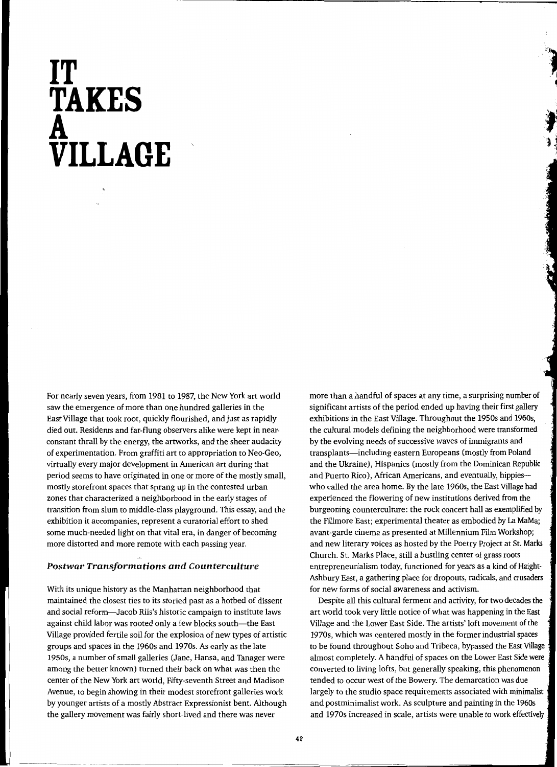# IT TAKES A VILLAGE

For nearly seven years, from 1981 to 1987, the New York art world saw the emergence of more than one hundred galleries in the East Village that took root, quickly flourished, and just as rapidly died out. Residents and far-flung observers alike were kept in near-constant thrall by the energy, the artworks, and the sheer audacity of experimentation. From graffiti art to appropriation to Neo-Geo, virtually every major development in American art during that period seems to have originated in one or more of the mostly small, mostly storefront spaces that sprang up in the contested urban zones that characterized a neighborhood in the early stages of transition from slum to middle-class playground. This essay, and the exhibition it accompanies, represent a curatorial effort to shed some much-needed light on that vital era, in danger of becoming more distorted and more remote with each passing year.

### *Postwar Transformations and Counterculture*

With its unique history as the Manhattan neighborhood that maintained the closest ties to its storied past as a hotbed of dissent and social reform—Jacob Riis's historic campaign to institute laws against child labor was rooted only a few blocks south—the East Village provided fertile soil for the explosion of new types of artistic groups and spaces in the 1960s and 1970s. As early as the late 1950s, a number of small galleries (Jane, Hansa, and Tanager were among the better known) turned their back on what was then the center of the New York art world, Fifty-seventh Street and Madison Avenue, to begin showing in their modest storefront galleries work by younger artists of a mostly Abstract Expressionist bent. Although the gallery movement was fairly short-lived and there was never more than a handful of spaces at any time, a surprising number of significant artists of the period ended up having their first gallery exhibitions in the East Village. Throughout the 1950s and 1960s, the cultural models defining the neighborhood were transformed by the evolving needs of successive waves of immigrants and transplants—including eastern Europeans (mostly from Poland and the Ukraine), Hispanics (mostly from the Dominican Republic and Puerto Rico), African Americans, and eventually, hippies—who called the area home. By the late 1960s, the East Village had experienced the flowering of new institutions derived from the burgeoning counterculture: the rock concert hall as exemplified by the Fillmore East; experimental theater as embodied by La MaMa; avant-garde cinema as presented at Millennium Film Workshop; and new literary voices as hosted by the Poetry Project at St. Marks Church. St. Marks Place, still a bustling center of grass roots entrepreneurialism today, functioned for years as a kind of Haight-Ashbury East, a gathering place for dropouts, radicals, and crusaders for new forms of social awareness and activism.

Despite all this cultural ferment and activity, for two decades the art world took very little notice of what was happening in the East Village and the Lower East Side. The artists' loft movement of the 1970s, which was centered mostly in the former industrial spaces to be found throughout Soho and Tribeca, bypassed the East Village almost completely. A handful of spaces on the Lower East Side were converted to living lofts, but generally speaking, this phenomenon tended to occur west of the Bowery. The demarcation was due largely to the studio space requirements associated with minimalist and postminimalist work. As sculpture and painting in the 1960s and 1970s increased in scale, artists were unable to work effectively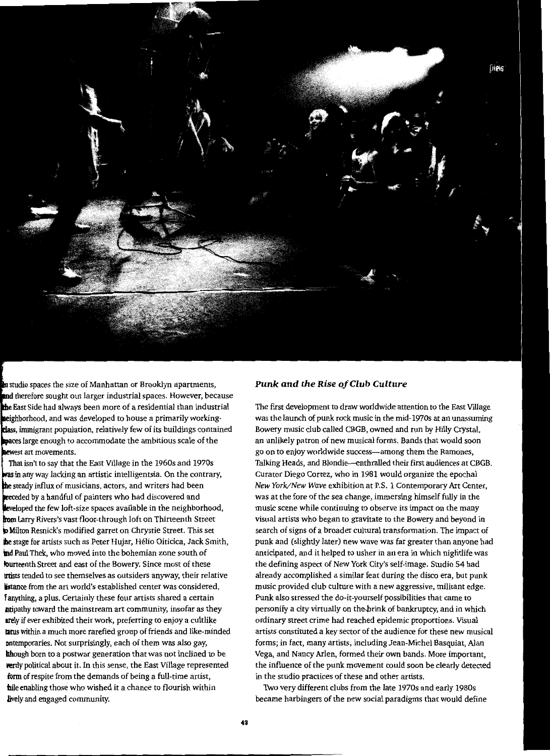in studio spaces the size of Manhattan or Brooklyn apartments, and therefore sought out larger industrial spaces. However, because the East Side had always been more of a residential than industrial neighborhood, and was developed to house a primarily working-class, immigrant population, relatively few of its buildings contained spaces large enough to accommodate the ambitious scale of the newest art movements.

That isn't to say that the East Village in the 1960s and 1970s was in any way lacking an artistic intelligentsia. On the contrary, the steady influx of musicians, actors, and writers had been preceded by a handful of painters who had discovered and developed the few loft-size spaces available in the neighborhood, from Larry Rivers's vast floor-through loft on Thirteenth Street to Milton Resnick's modified garret on Chrystie Street. This set the stage for artists such as Peter Hujar, Hélio Oiticica, Jack Smith, and Paul Thek, who moved into the bohemian zone south of Fourteenth Street and east of the Bowery. Since most of these artists tended to see themselves as outsiders anyway, their relative distance from the art world's established center was considered, if anything, a plus. Certainly these four artists shared a certain antipathy toward the mainstream art community, insofar as they rarely if ever exhibited their work, preferring to enjoy a cultlike status within a much more rarefied group of friends and like-minded contemporaries. Not surprisingly, each of them was also gay, although born to a postwar generation that was not inclined to be overtly political about it. In this sense, the East Village represented a form of respite from the demands of being a full-time artist, while enabling those who wished it a chance to flourish within a lively and engaged community.

### *Punk and the Rise of Club Culture*

The first development to draw worldwide attention to the East Village was the launch of punk rock music in the mid-1970s at an unassuming Bowery music club called CBGB, owned and run by Hilly Crystal, an unlikely patron of new musical forms. Bands that would soon go on to enjoy worldwide success—among them the Ramones, Talking Heads, and Blondie—enthralled their first audiences at CBGB. Curator Diego Cortez, who in 1981 would organize the epochal *New York/New Wave* exhibition at P.S. 1 Contemporary Art Center, was at the fore of the sea change, immersing himself fully in the music scene while continuing to observe its impact on the many visual artists who began to gravitate to the Bowery and beyond in search of signs of a broader cultural transformation. The impact of punk and (slightly later) new wave was far greater than anyone had anticipated, and it helped to usher in an era in which nightlife was the defining aspect of New York City's self-image. Studio 54 had already accomplished a similar feat during the disco era, but punk music provided club culture with a new aggressive, militant edge. Punk also stressed the do-it-yourself possibilities that came to personify a city virtually on the brink of bankruptcy, and in which ordinary street crime had reached epidemic proportions. Visual artists constituted a key sector of the audience for these new musical forms; in fact, many artists, including Jean-Michel Basquiat, Alan Vega, and Nancy Arlen, formed their own bands. More important, the influence of the punk movement could soon be clearly detected in the studio practices of these and other artists.

Two very different clubs from the late 1970s and early 1980s became harbingers of the new social paradigms that would define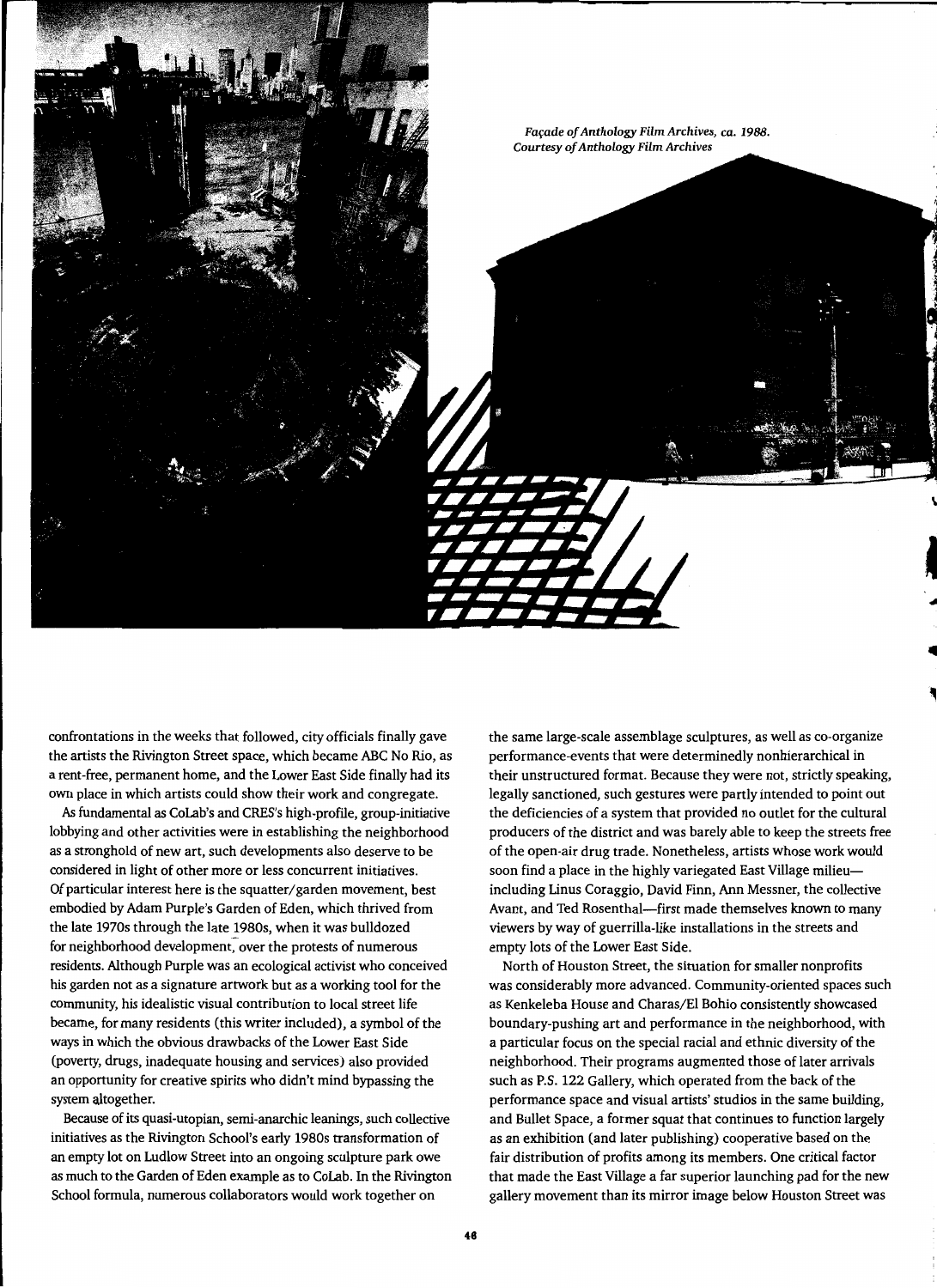*Façade of Anthology Film Archives, ca. 1988. Courtesy of Anthology Film Archives*

confrontations in the weeks that followed, city officials finally gave the artists the Rivington Street space, which became ABC No Rio, as a rent-free, permanent home, and the Lower East Side finally had its own place in which artists could show their work and congregate.

As fundamental as CoLab's and CRES's high-profile, group-initiative lobbying and other activities were in establishing the neighborhood as a stronghold of new art, such developments also deserve to be considered in light of other more or less concurrent initiatives. Of particular interest here is the squatter/garden movement, best embodied by Adam Purple's Garden of Eden, which thrived from the late 1970s through the late 1980s, when it was bulldozed for neighborhood development, over the protests of numerous residents. Although Purple was an ecological activist who conceived his garden not as a signature artwork but as a working tool for the community, his idealistic visual contribution to local street life became, for many residents (this writer included), a symbol of the ways in which the obvious drawbacks of the Lower East Side (poverty, drugs, inadequate housing and services) also provided an opportunity for creative spirits who didn't mind bypassing the system altogether.

Because of its quasi-utopian, semi-anarchic leanings, such collective initiatives as the Rivington School's early 1980s transformation of an empty lot on Ludlow Street into an ongoing sculpture park owe as much to the Garden of Eden example as to CoLab. In the Rivington School formula, numerous collaborators would work together on the same large-scale assemblage sculptures, as well as co-organize performance-events that were determinedly nonhierarchical in their unstructured format. Because they were not, strictly speaking, legally sanctioned, such gestures were partly intended to point out the deficiencies of a system that provided no outlet for the cultural producers of the district and was barely able to keep the streets free of the open-air drug trade. Nonetheless, artists whose work would soon find a place in the highly variegated East Village milieu—including Linus Coraggio, David Finn, Ann Messner, the collective Avant, and Ted Rosenthal—first made themselves known to many viewers by way of guerrilla-like installations in the streets and empty lots of the Lower East Side.

North of Houston Street, the situation for smaller nonprofits was considerably more advanced. Community-oriented spaces such as Kenkeleba House and Charas/El Bohio consistently showcased boundary-pushing art and performance in the neighborhood, with a particular focus on the special racial and ethnic diversity of the neighborhood. Their programs augmented those of later arrivals such as P.S. 122 Gallery, which operated from the back of the performance space and visual artists' studios in the same building, and Bullet Space, a former squat that continues to function largely as an exhibition (and later publishing) cooperative based on the fair distribution of profits among its members. One critical factor that made the East Village a far superior launching pad for the new gallery movement than its mirror image below Houston Street was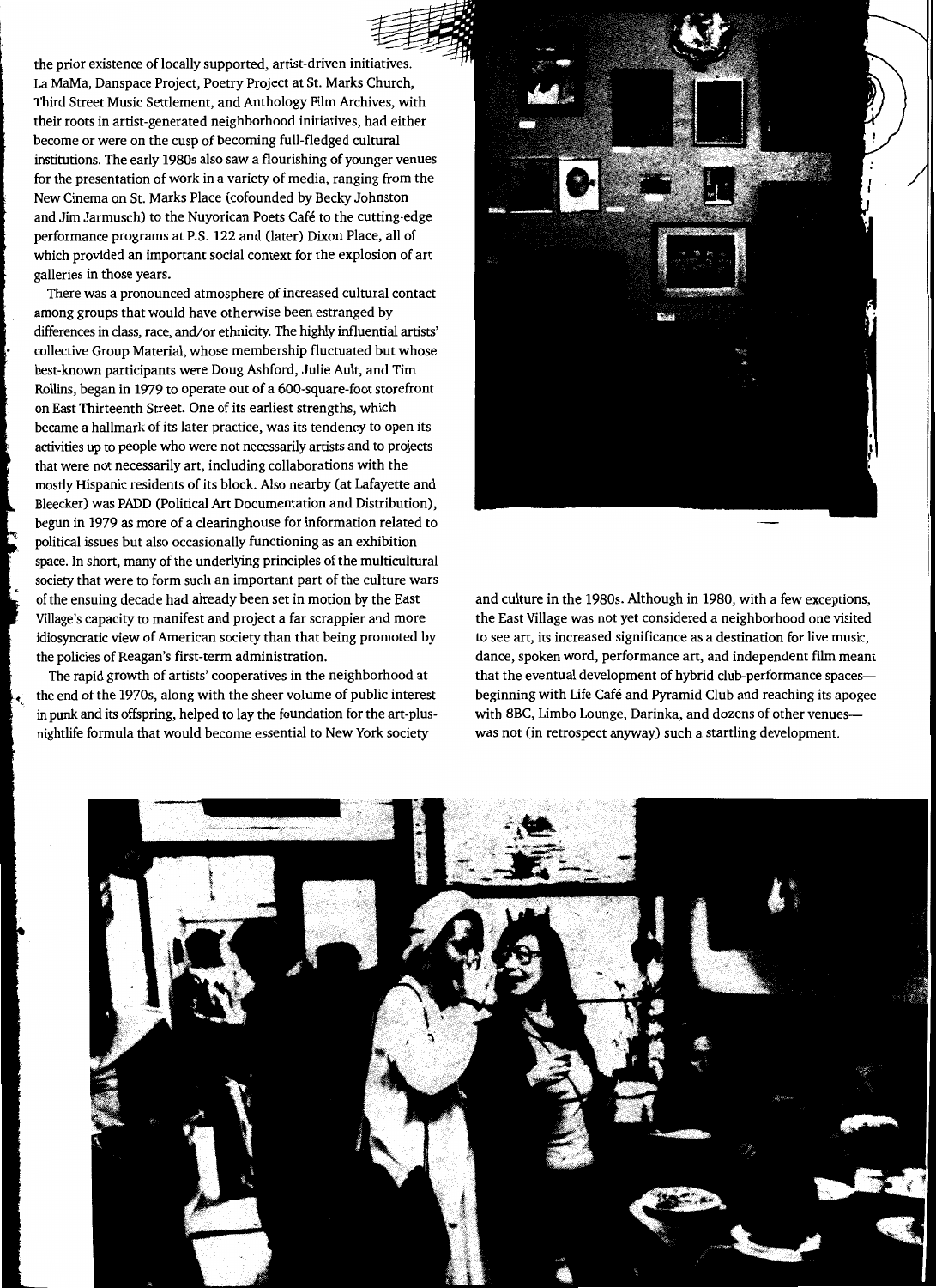the prior existence of locally supported, artist-driven initiatives. La MaMa, Danspace Project, Poetry Project at St. Marks Church, Third Street Music Settlement, and Anthology Film Archives, with their roots in artist-generated neighborhood initiatives, had either become or were on the cusp of becoming full-fledged cultural institutions. The early 1980s also saw a flourishing of younger venues for the presentation of work in a variety of media, ranging from the New Cinema on St. Marks Place (cofounded by Becky Johnston and Jim Jarmusch) to the Nuyorican Poets Café to the cutting-edge performance programs at P.S. 122 and (later) Dixon Place, all of which provided an important social context for the explosion of art galleries in those years.

There was a pronounced atmosphere of increased cultural contact among groups that would have otherwise been estranged by differences in class, race, and/or ethnicity. The highly influential artists' collective Group Material, whose membership fluctuated but whose best-known participants were Doug Ashford, Julie Ault, and Tim Rollins, began in 1979 to operate out of a 600-square-foot storefront on East Thirteenth Street. One of its earliest strengths, which became a hallmark of its later practice, was its tendency to open its activities up to people who were not necessarily artists and to projects that were not necessarily art, including collaborations with the mostly Hispanic residents of its block. Also nearby (at Lafayette and Bleecker) was PADD (Political Art Documentation and Distribution), begun in 1979 as more of a clearinghouse for information related to political issues but also occasionally functioning as an exhibition space. In short, many of the underlying principles of the multicultural society that were to form such an important part of the culture wars of the ensuing decade had already been set in motion by the East Village's capacity to manifest and project a far scrappier and more idiosyncratic view of American society than that being promoted by the policies of Reagan's first-term administration.

The rapid growth of artists' cooperatives in the neighborhood at the end of the 1970s, along with the sheer volume of public interest in punk and its offspring, helped to lay the foundation for the art-plus-nightlife formula that would become essential to New York society and culture in the 1980s. Although in 1980, with a few exceptions, the East Village was not yet considered a neighborhood one visited to see art, its increased significance as a destination for live music, dance, spoken word, performance art, and independent film meant that the eventual development of hybrid club-performance spaces—beginning with Life Café and Pyramid Club and reaching its apogee with 8BC, Limbo Lounge, Darinka, and dozens of other venues—was not (in retrospect anyway) such a startling development.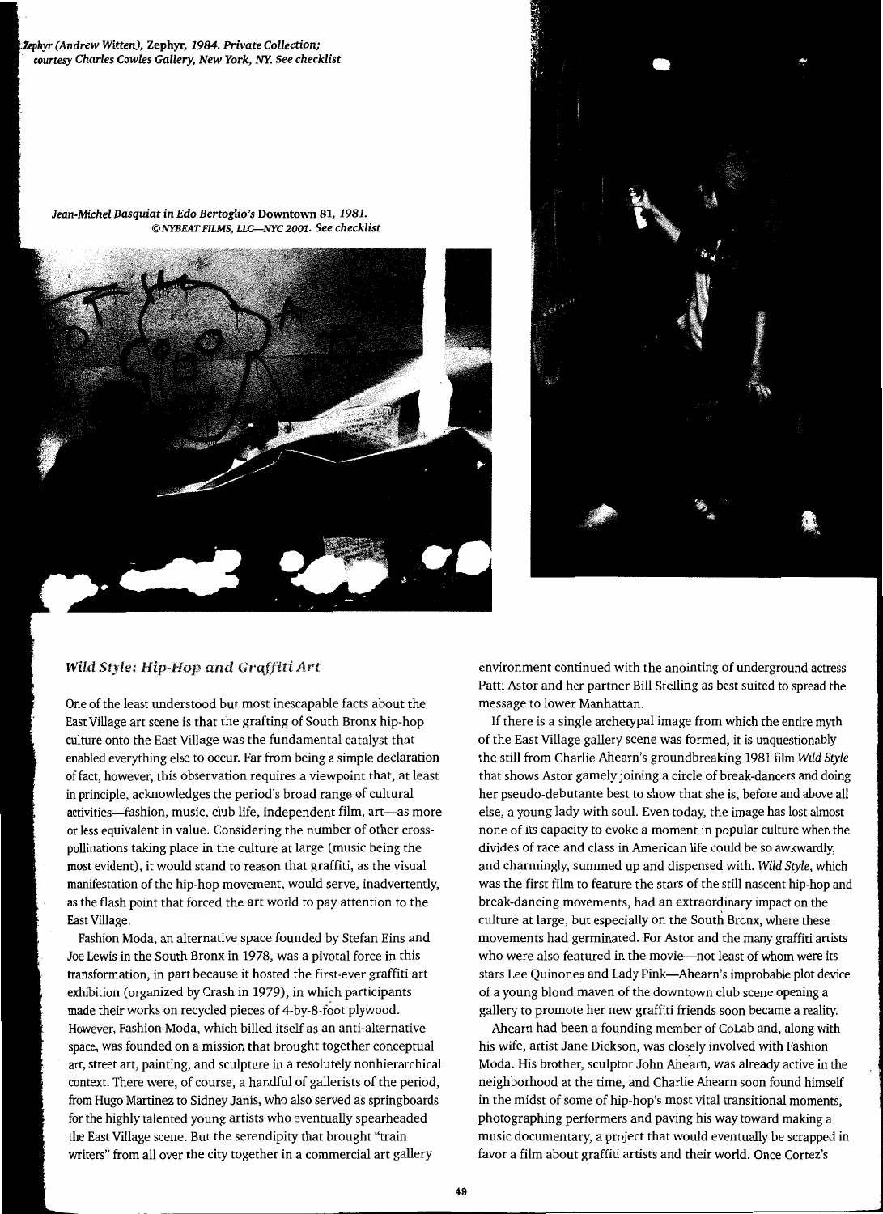*Zephyr (Andrew Witten),* Zephyr, *1984. Private Collection; courtesy Charles Cowles Gallery, New York, NY. See checklist*

*Jean-Michel Basquiat in Edo Bertoglio's* Downtown 81, *1981. ©NYBEAT FILMS, LLC—NYC 2001. See checklist*

## *Wild Style: Hip-Hop and Graffiti Art*

One of the least understood but most inescapable facts about the East Village art scene is that the grafting of South Bronx hip-hop culture onto the East Village was the fundamental catalyst that enabled everything else to occur. Far from being a simple declaration of fact, however, this observation requires a viewpoint that, at least in principle, acknowledges the period's broad range of cultural activities—fashion, music, club life, independent film, art—as more or less equivalent in value. Considering the number of other cross-pollinations taking place in the culture at large (music being the most evident), it would stand to reason that graffiti, as the visual manifestation of the hip-hop movement, would serve, inadvertently, as the flash point that forced the art world to pay attention to the East Village.

Fashion Moda, an alternative space founded by Stefan Eins and Joe Lewis in the South Bronx in 1978, was a pivotal force in this transformation, in part because it hosted the first-ever graffiti art exhibition (organized by Crash in 1979), in which participants made their works on recycled pieces of 4-by-8-foot plywood. However, Fashion Moda, which billed itself as an anti-alternative space, was founded on a mission that brought together conceptual art, street art, painting, and sculpture in a resolutely nonhierarchical context. There were, of course, a handful of gallerists of the period, from Hugo Martinez to Sidney Janis, who also served as springboards for the highly talented young artists who eventually spearheaded the East Village scene. But the serendipity that brought "train writers" from all over the city together in a commercial art gallery environment continued with the anointing of underground actress Patti Astor and her partner Bill Stelling as best suited to spread the message to lower Manhattan.

If there is a single archetypal image from which the entire myth of the East Village gallery scene was formed, it is unquestionably the still from Charlie Ahearn's groundbreaking 1981 film *Wild Style* that shows Astor gamely joining a circle of break-dancers and doing her pseudo-debutante best to show that she is, before and above all else, a young lady with soul. Even today, the image has lost almost none of its capacity to evoke a moment in popular culture when the divides of race and class in American life could be so awkwardly, and charmingly, summed up and dispensed with. *Wild Style*, which was the first film to feature the stars of the still nascent hip-hop and break-dancing movements, had an extraordinary impact on the culture at large, but especially on the South Bronx, where these movements had germinated. For Astor and the many graffiti artists who were also featured in the movie—not least of whom were its stars Lee Quinones and Lady Pink—Ahearn's improbable plot device of a young blond maven of the downtown club scene opening a gallery to promote her new graffiti friends soon became a reality.

Ahearn had been a founding member of CoLab and, along with his wife, artist Jane Dickson, was closely involved with Fashion Moda. His brother, sculptor John Ahearn, was already active in the neighborhood at the time, and Charlie Ahearn soon found himself in the midst of some of hip-hop's most vital transitional moments, photographing performers and paving his way toward making a music documentary, a project that would eventually be scrapped in favor a film about graffiti artists and their world. Once Cortez's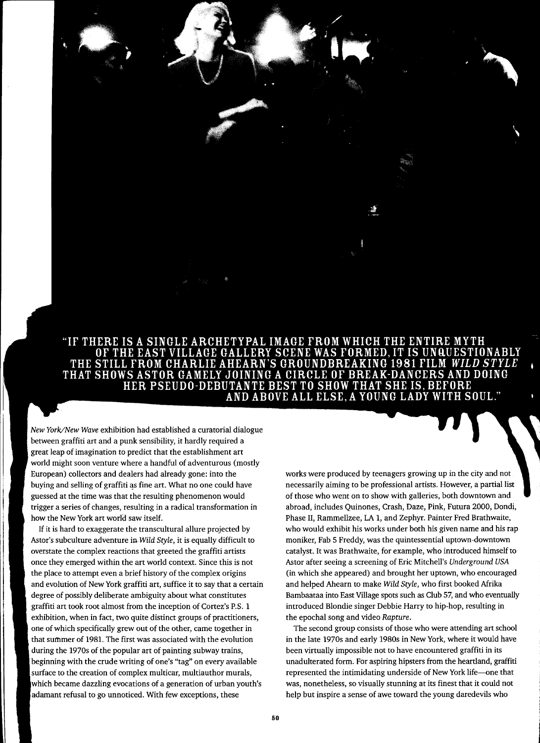"IF THERE IS A SINGLE ARCHETYPAL IMAGE FROM WHICH THE ENTIRE MYTH OF THE EAST VILLAGE GALLERY SCENE WAS FORMED, IT IS UNQUESTIONABLY THE STILL FROM CHARLIE AHEARN'S GROUNDBREAKING 1981 FILM *WILD STYLE* THAT SHOWS ASTOR GAMELY JOINING A CIRCLE OF BREAK-DANCERS AND DOING HER PSEUDO-DEBUTANTE BEST TO SHOW THAT SHE IS, BEFORE AND ABOVE ALL ELSE, A YOUNG LADY WITH SOUL."

*New York/New Wave* exhibition had established a curatorial dialogue between graffiti art and a punk sensibility, it hardly required a great leap of imagination to predict that the establishment art world might soon venture where a handful of adventurous (mostly European) collectors and dealers had already gone: into the buying and selling of graffiti as fine art. What no one could have guessed at the time was that the resulting phenomenon would trigger a series of changes, resulting in a radical transformation in how the New York art world saw itself.

If it is hard to exaggerate the transcultural allure projected by Astor's subculture adventure in *Wild Style*, it is equally difficult to overstate the complex reactions that greeted the graffiti artists once they emerged within the art world context. Since this is not the place to attempt even a brief history of the complex origins and evolution of New York graffiti art, suffice it to say that a certain degree of possibly deliberate ambiguity about what constitutes graffiti art took root almost from the inception of Cortez's P.S. 1 exhibition, when in fact, two quite distinct groups of practitioners, one of which specifically grew out of the other, came together in that summer of 1981. The first was associated with the evolution during the 1970s of the popular art of painting subway trains, beginning with the crude writing of one's "tag" on every available surface to the creation of complex multicar, multiauthor murals, which became dazzling evocations of a generation of urban youth's adamant refusal to go unnoticed. With few exceptions, these works were produced by teenagers growing up in the city and not necessarily aiming to be professional artists. However, a partial list of those who went on to show with galleries, both downtown and abroad, includes Quinones, Crash, Daze, Pink, Futura 2000, Dondi, Phase II, Rammellzee, LA 1, and Zephyr. Painter Fred Brathwaite, who would exhibit his works under both his given name and his rap moniker, Fab 5 Freddy, was the quintessential uptown-downtown catalyst. It was Brathwaite, for example, who introduced himself to Astor after seeing a screening of Eric Mitchell's *Underground USA* (in which she appeared) and brought her uptown, who encouraged and helped Ahearn to make *Wild Style*, who first booked Afrika Bambaataa into East Village spots such as Club 57, and who eventually introduced Blondie singer Debbie Harry to hip-hop, resulting in the epochal song and video *Rapture*.

The second group consists of those who were attending art school in the late 1970s and early 1980s in New York, where it would have been virtually impossible not to have encountered graffiti in its unadulterated form. For aspiring hipsters from the heartland, graffiti represented the intimidating underside of New York life—one that was, nonetheless, so visually stunning at its finest that it could not help but inspire a sense of awe toward the young daredevils who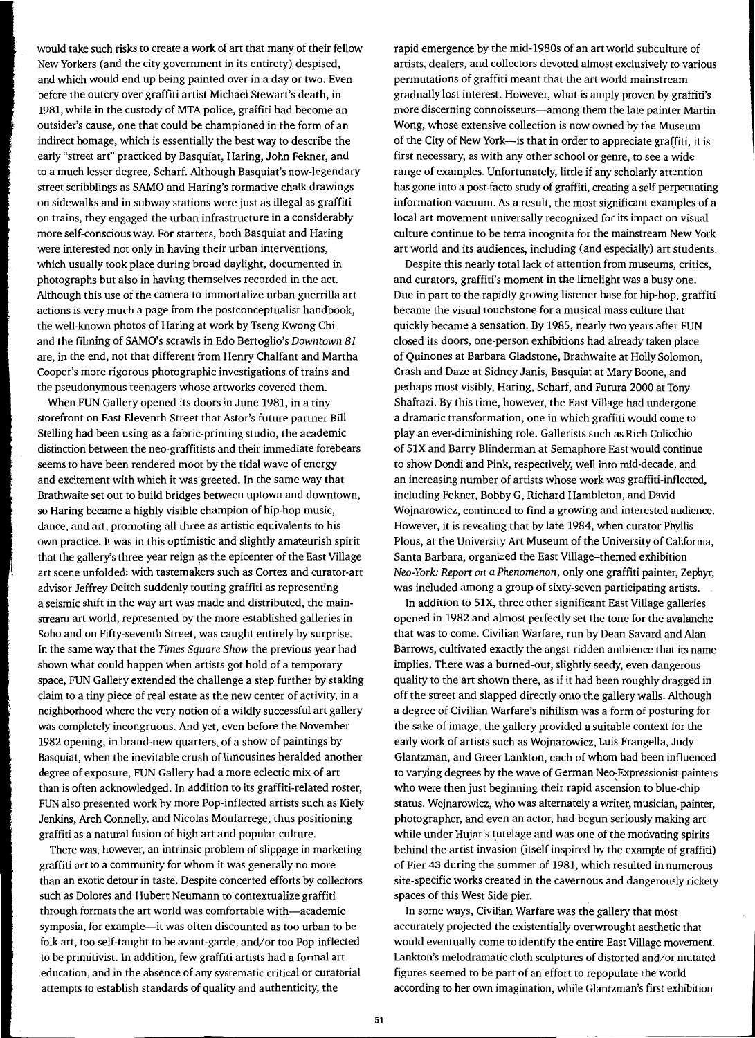would take such risks to create a work of art that many of their fellow New Yorkers (and the city government in its entirety) despised, and which would end up being painted over in a day or two. Even before the outcry over graffiti artist Michael Stewart's death, in 1981, while in the custody of MTA police, graffiti had become an outsider's cause, one that could be championed in the form of an indirect homage, which is essentially the best way to describe the early "street art" practiced by Basquiat, Haring, John Fekner, and to a much lesser degree, Scharf. Although Basquiat's now-legendary street scribblings as SAMO and Haring's formative chalk drawings on sidewalks and in subway stations were just as illegal as graffiti on trains, they engaged the urban infrastructure in a considerably more self-conscious way. For starters, both Basquiat and Haring were interested not only in having their urban interventions, which usually took place during broad daylight, documented in photographs but also in having themselves recorded in the act. Although this use of the camera to immortalize urban guerrilla art actions is very much a page from the postconceptualist handbook, the well-known photos of Haring at work by Tseng Kwong Chi and the filming of SAMO's scrawls in Edo Bertoglio's *Downtown 81* are, in the end, not that different from Henry Chalfant and Martha Cooper's more rigorous photographic investigations of trains and the pseudonymous teenagers whose artworks covered them.

When FUN Gallery opened its doors in June 1981, in a tiny storefront on East Eleventh Street that Astor's future partner Bill Stelling had been using as a fabric-printing studio, the academic distinction between the neo-graffitists and their immediate forebears seems to have been rendered moot by the tidal wave of energy and excitement with which it was greeted. In the same way that Brathwaite set out to build bridges between uptown and downtown, so Haring became a highly visible champion of hip-hop music, dance, and art, promoting all three as artistic equivalents to his own practice. It was in this optimistic and slightly amateurish spirit that the gallery's three-year reign as the epicenter of the East Village art scene unfolded: with tastemakers such as Cortez and curator-art advisor Jeffrey Deitch suddenly touting graffiti as representing a seismic shift in the way art was made and distributed, the mainstream art world, represented by the more established galleries in Soho and on Fifty-seventh Street, was caught entirely by surprise. In the same way that the *Times Square Show* the previous year had shown what could happen when artists got hold of a temporary space, FUN Gallery extended the challenge a step further by staking claim to a tiny piece of real estate as the new center of activity, in a neighborhood where the very notion of a wildly successful art gallery was completely incongruous. And yet, even before the November 1982 opening, in brand-new quarters, of a show of paintings by Basquiat, when the inevitable crush of limousines heralded another degree of exposure, FUN Gallery had a more eclectic mix of art than is often acknowledged. In addition to its graffiti-related roster, FUN also presented work by more Pop-inflected artists such as Kiely Jenkins, Arch Connelly, and Nicolas Moufarrege, thus positioning graffiti as a natural fusion of high art and popular culture.

There was, however, an intrinsic problem of slippage in marketing graffiti art to a community for whom it was generally no more than an exotic detour in taste. Despite concerted efforts by collectors such as Dolores and Hubert Neumann to contextualize graffiti through formats the art world was comfortable with—academic symposia, for example—it was often discounted as too urban to be folk art, too self-taught to be avant-garde, and/or too Pop-inflected to be primitivist. In addition, few graffiti artists had a formal art education, and in the absence of any systematic critical or curatorial attempts to establish standards of quality and authenticity, the rapid emergence by the mid-1980s of an art world subculture of artists, dealers, and collectors devoted almost exclusively to various permutations of graffiti meant that the art world mainstream gradually lost interest. However, what is amply proven by graffiti's more discerning connoisseurs—among them the late painter Martin Wong, whose extensive collection is now owned by the Museum of the City of New York—is that in order to appreciate graffiti, it is first necessary, as with any other school or genre, to see a wide range of examples. Unfortunately, little if any scholarly attention has gone into a post-facto study of graffiti, creating a self-perpetuating information vacuum. As a result, the most significant examples of a local art movement universally recognized for its impact on visual culture continue to be terra incognita for the mainstream New York art world and its audiences, including (and especially) art students.

Despite this nearly total lack of attention from museums, critics, and curators, graffiti's moment in the limelight was a busy one. Due in part to the rapidly growing listener base for hip-hop, graffiti became the visual touchstone for a musical mass culture that quickly became a sensation. By 1985, nearly two years after FUN closed its doors, one-person exhibitions had already taken place of Quinones at Barbara Gladstone, Brathwaite at Holly Solomon, Crash and Daze at Sidney Janis, Basquiat at Mary Boone, and perhaps most visibly, Haring, Scharf, and Futura 2000 at Tony Shafrazi. By this time, however, the East Village had undergone a dramatic transformation, one in which graffiti would come to play an ever-diminishing role. Gallerists such as Rich Colicchio of 51X and Barry Blinderman at Semaphore East would continue to show Dondi and Pink, respectively, well into mid-decade, and an increasing number of artists whose work was graffiti-inflected, including Fekner, Bobby G, Richard Hambleton, and David Wojnarowicz, continued to find a growing and interested audience. However, it is revealing that by late 1984, when curator Phyllis Plous, at the University Art Museum of the University of California, Santa Barbara, organized the East Village–themed exhibition *Neo-York: Report on a Phenomenon*, only one graffiti painter, Zephyr, was included among a group of sixty-seven participating artists.

In addition to 51X, three other significant East Village galleries opened in 1982 and almost perfectly set the tone for the avalanche that was to come. Civilian Warfare, run by Dean Savard and Alan Barrows, cultivated exactly the angst-ridden ambience that its name implies. There was a burned-out, slightly seedy, even dangerous quality to the art shown there, as if it had been roughly dragged in off the street and slapped directly onto the gallery walls. Although a degree of Civilian Warfare's nihilism was a form of posturing for the sake of image, the gallery provided a suitable context for the early work of artists such as Wojnarowicz, Luis Frangella, Judy Glantzman, and Greer Lankton, each of whom had been influenced to varying degrees by the wave of German Neo-Expressionist painters who were then just beginning their rapid ascension to blue-chip status. Wojnarowicz, who was alternately a writer, musician, painter, photographer, and even an actor, had begun seriously making art while under Hujar's tutelage and was one of the motivating spirits behind the artist invasion (itself inspired by the example of graffiti) of Pier 43 during the summer of 1981, which resulted in numerous site-specific works created in the cavernous and dangerously rickety spaces of this West Side pier.

In some ways, Civilian Warfare was the gallery that most accurately projected the existentially overwrought aesthetic that would eventually come to identify the entire East Village movement. Lankton's melodramatic cloth sculptures of distorted and/or mutated figures seemed to be part of an effort to repopulate the world according to her own imagination, while Glantzman's first exhibition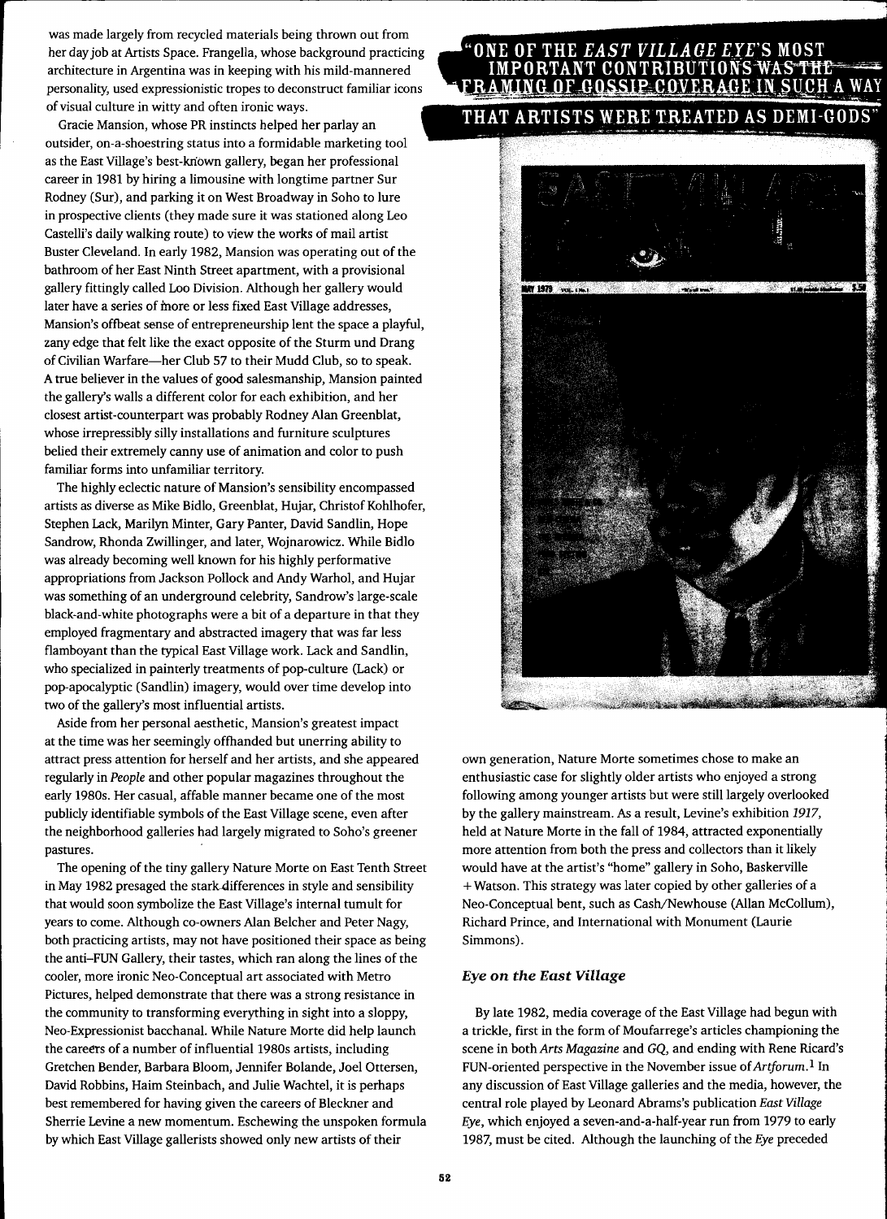was made largely from recycled materials being thrown out from her day job at Artists Space. Frangella, whose background practicing architecture in Argentina was in keeping with his mild-mannered personality, used expressionistic tropes to deconstruct familiar icons of visual culture in witty and often ironic ways.

Gracie Mansion, whose PR instincts helped her parlay an outsider, on-a-shoestring status into a formidable marketing tool as the East Village's best-known gallery, began her professional career in 1981 by hiring a limousine with longtime partner Sur Rodney (Sur), and parking it on West Broadway in Soho to lure in prospective clients (they made sure it was stationed along Leo Castelli's daily walking route) to view the works of mail artist Buster Cleveland. In early 1982, Mansion was operating out of the bathroom of her East Ninth Street apartment, with a provisional gallery fittingly called Loo Division. Although her gallery would later have a series of more or less fixed East Village addresses, Mansion's offbeat sense of entrepreneurship lent the space a playful, zany edge that felt like the exact opposite of the Sturm und Drang of Civilian Warfare—her Club 57 to their Mudd Club, so to speak. A true believer in the values of good salesmanship, Mansion painted the gallery's walls a different color for each exhibition, and her closest artist-counterpart was probably Rodney Alan Greenblat, whose irrepressibly silly installations and furniture sculptures belied their extremely canny use of animation and color to push familiar forms into unfamiliar territory.

The highly eclectic nature of Mansion's sensibility encompassed artists as diverse as Mike Bidlo, Greenblat, Hujar, Christof Kohlhofer, Stephen Lack, Marilyn Minter, Gary Panter, David Sandlin, Hope Sandrow, Rhonda Zwillinger, and later, Wojnarowicz. While Bidlo was already becoming well known for his highly performative appropriations from Jackson Pollock and Andy Warhol, and Hujar was something of an underground celebrity, Sandrow's large-scale black-and-white photographs were a bit of a departure in that they employed fragmentary and abstracted imagery that was far less flamboyant than the typical East Village work. Lack and Sandlin, who specialized in painterly treatments of pop-culture (Lack) or pop-apocalyptic (Sandlin) imagery, would over time develop into two of the gallery's most influential artists.

Aside from her personal aesthetic, Mansion's greatest impact at the time was her seemingly offhanded but unerring ability to attract press attention for herself and her artists, and she appeared regularly in *People* and other popular magazines throughout the early 1980s. Her casual, affable manner became one of the most publicly identifiable symbols of the East Village scene, even after the neighborhood galleries had largely migrated to Soho's greener pastures.

The opening of the tiny gallery Nature Morte on East Tenth Street in May 1982 presaged the stark differences in style and sensibility that would soon symbolize the East Village's internal tumult for years to come. Although co-owners Alan Belcher and Peter Nagy, both practicing artists, may not have positioned their space as being the anti–FUN Gallery, their tastes, which ran along the lines of the cooler, more ironic Neo-Conceptual art associated with Metro Pictures, helped demonstrate that there was a strong resistance in the community to transforming everything in sight into a sloppy, Neo-Expressionist bacchanal. While Nature Morte did help launch the careers of a number of influential 1980s artists, including Gretchen Bender, Barbara Bloom, Jennifer Bolande, Joel Ottersen, David Robbins, Haim Steinbach, and Julie Wachtel, it is perhaps best remembered for having given the careers of Bleckner and Sherrie Levine a new momentum. Eschewing the unspoken formula by which East Village gallerists showed only new artists of their own generation, Nature Morte sometimes chose to make an enthusiastic case for slightly older artists who enjoyed a strong following among younger artists but were still largely overlooked by the gallery mainstream. As a result, Levine's exhibition *1917*, held at Nature Morte in the fall of 1984, attracted exponentially more attention from both the press and collectors than it likely would have at the artist's "home" gallery in Soho, Baskerville + Watson. This strategy was later copied by other galleries of a Neo-Conceptual bent, such as Cash/Newhouse (Allan McCollum), Richard Prince, and International with Monument (Laurie Simmons).

**"ONE OF THE *EAST VILLAGE EYE*'S MOST IMPORTANT CONTRIBUTIONS WAS THE FRAMING OF GOSSIP COVERAGE IN SUCH A WAY THAT ARTISTS WERE TREATED AS DEMI-GODS"**

### *Eye on the East Village*

By late 1982, media coverage of the East Village had begun with a trickle, first in the form of Moufarrege's articles championing the scene in both *Arts Magazine* and *GQ*, and ending with Rene Ricard's FUN-oriented perspective in the November issue of *Artforum*.[1] In any discussion of East Village galleries and the media, however, the central role played by Leonard Abrams's publication *East Village Eye*, which enjoyed a seven-and-a-half-year run from 1979 to early 1987, must be cited. Although the launching of the *Eye* preceded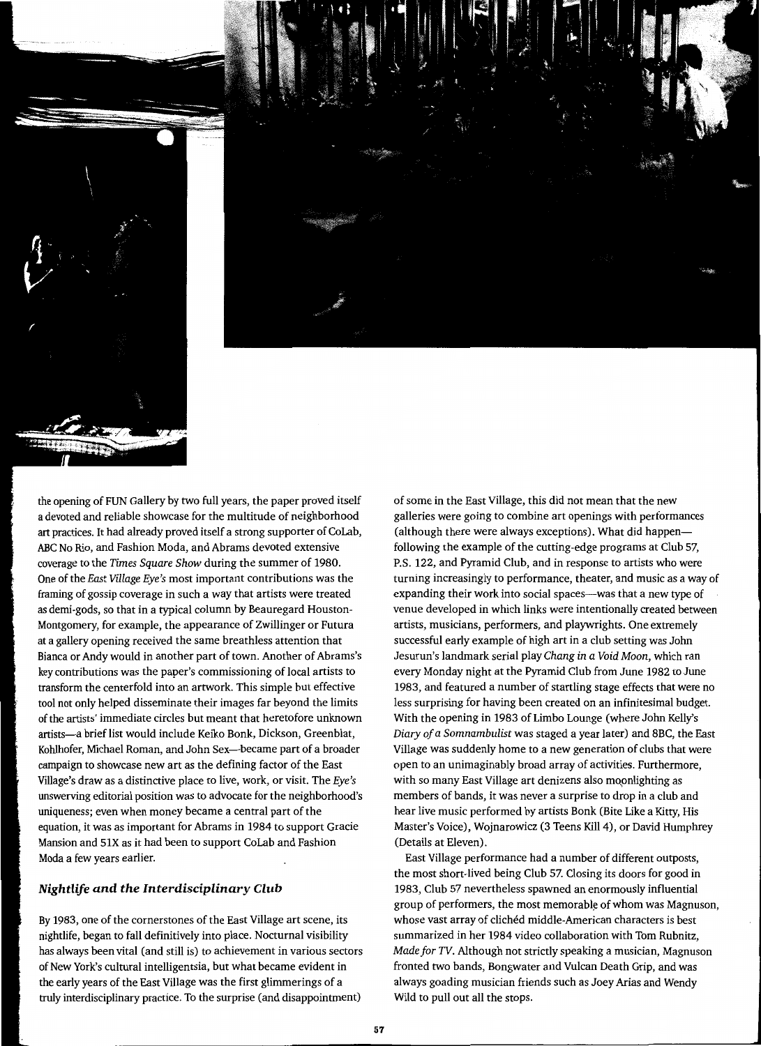the opening of FUN Gallery by two full years, the paper proved itself a devoted and reliable showcase for the multitude of neighborhood art practices. It had already proved itself a strong supporter of CoLab, ABC No Rio, and Fashion Moda, and Abrams devoted extensive coverage to the *Times Square Show* during the summer of 1980. One of the *East Village Eye's* most important contributions was the framing of gossip coverage in such a way that artists were treated as demi-gods, so that in a typical column by Beauregard Houston-Montgomery, for example, the appearance of Zwillinger or Futura at a gallery opening received the same breathless attention that Bianca or Andy would in another part of town. Another of Abrams's key contributions was the paper's commissioning of local artists to transform the centerfold into an artwork. This simple but effective tool not only helped disseminate their images far beyond the limits of the artists' immediate circles but meant that heretofore unknown artists—a brief list would include Keiko Bonk, Dickson, Greenblat, Kohlhofer, Michael Roman, and John Sex—became part of a broader campaign to showcase new art as the defining factor of the East Village's draw as a distinctive place to live, work, or visit. The *Eye's* unswerving editorial position was to advocate for the neighborhood's uniqueness; even when money became a central part of the equation, it was as important for Abrams in 1984 to support Gracie Mansion and 51X as it had been to support CoLab and Fashion Moda a few years earlier.

### *Nightlife and the Interdisciplinary Club*

By 1983, one of the cornerstones of the East Village art scene, its nightlife, began to fall definitively into place. Nocturnal visibility has always been vital (and still is) to achievement in various sectors of New York's cultural intelligentsia, but what became evident in the early years of the East Village was the first glimmerings of a truly interdisciplinary practice. To the surprise (and disappointment) of some in the East Village, this did not mean that the new galleries were going to combine art openings with performances (although there were always exceptions). What did happen—following the example of the cutting-edge programs at Club 57, P.S. 122, and Pyramid Club, and in response to artists who were turning increasingly to performance, theater, and music as a way of expanding their work into social spaces—was that a new type of venue developed in which links were intentionally created between artists, musicians, performers, and playwrights. One extremely successful early example of high art in a club setting was John Jesurun's landmark serial play *Chang in a Void Moon*, which ran every Monday night at the Pyramid Club from June 1982 to June 1983, and featured a number of startling stage effects that were no less surprising for having been created on an infinitesimal budget. With the opening in 1983 of Limbo Lounge (where John Kelly's *Diary of a Somnambulist* was staged a year later) and 8BC, the East Village was suddenly home to a new generation of clubs that were open to an unimaginably broad array of activities. Furthermore, with so many East Village art denizens also moonlighting as members of bands, it was never a surprise to drop in a club and hear live music performed by artists Bonk (Bite Like a Kitty, His Master's Voice), Wojnarowicz (3 Teens Kill 4), or David Humphrey (Details at Eleven).

East Village performance had a number of different outposts, the most short-lived being Club 57. Closing its doors for good in 1983, Club 57 nevertheless spawned an enormously influential group of performers, the most memorable of whom was Magnuson, whose vast array of clichéd middle-American characters is best summarized in her 1984 video collaboration with Tom Rubnitz, *Made for TV*. Although not strictly speaking a musician, Magnuson fronted two bands, Bongwater and Vulcan Death Grip, and was always goading musician friends such as Joey Arias and Wendy Wild to pull out all the stops.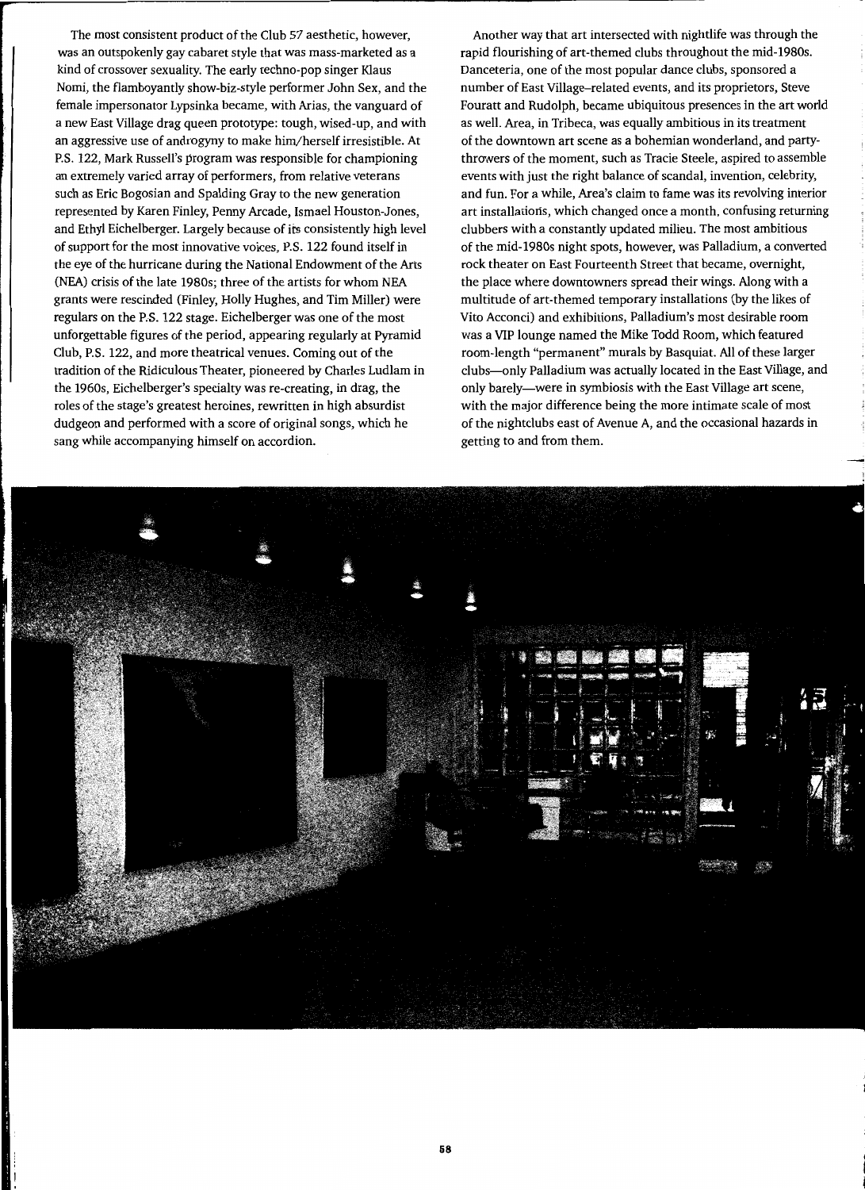The most consistent product of the Club 57 aesthetic, however, was an outspokenly gay cabaret style that was mass-marketed as a kind of crossover sexuality. The early techno-pop singer Klaus Nomi, the flamboyantly show-biz-style performer John Sex, and the female impersonator Lypsinka became, with Arias, the vanguard of a new East Village drag queen prototype: tough, wised-up, and with an aggressive use of androgyny to make him/herself irresistible. At P.S. 122, Mark Russell's program was responsible for championing an extremely varied array of performers, from relative veterans such as Eric Bogosian and Spalding Gray to the new generation represented by Karen Finley, Penny Arcade, Ismael Houston-Jones, and Ethyl Eichelberger. Largely because of its consistently high level of support for the most innovative voices, P.S. 122 found itself in the eye of the hurricane during the National Endowment of the Arts (NEA) crisis of the late 1980s; three of the artists for whom NEA grants were rescinded (Finley, Holly Hughes, and Tim Miller) were regulars on the P.S. 122 stage. Eichelberger was one of the most unforgettable figures of the period, appearing regularly at Pyramid Club, P.S. 122, and more theatrical venues. Coming out of the tradition of the Ridiculous Theater, pioneered by Charles Ludlam in the 1960s, Eichelberger's specialty was re-creating, in drag, the roles of the stage's greatest heroines, rewritten in high absurdist dudgeon and performed with a score of original songs, which he sang while accompanying himself on accordion.

Another way that art intersected with nightlife was through the rapid flourishing of art-themed clubs throughout the mid-1980s. Danceteria, one of the most popular dance clubs, sponsored a number of East Village–related events, and its proprietors, Steve Fouratt and Rudolph, became ubiquitous presences in the art world as well. Area, in Tribeca, was equally ambitious in its treatment of the downtown art scene as a bohemian wonderland, and party-throwers of the moment, such as Tracie Steele, aspired to assemble events with just the right balance of scandal, invention, celebrity, and fun. For a while, Area's claim to fame was its revolving interior art installations, which changed once a month, confusing returning clubbers with a constantly updated milieu. The most ambitious of the mid-1980s night spots, however, was Palladium, a converted rock theater on East Fourteenth Street that became, overnight, the place where downtowners spread their wings. Along with a multitude of art-themed temporary installations (by the likes of Vito Acconci) and exhibitions, Palladium's most desirable room was a VIP lounge named the Mike Todd Room, which featured room-length "permanent" murals by Basquiat. All of these larger clubs—only Palladium was actually located in the East Village, and only barely—were in symbiosis with the East Village art scene, with the major difference being the more intimate scale of most of the nightclubs east of Avenue A, and the occasional hazards in getting to and from them.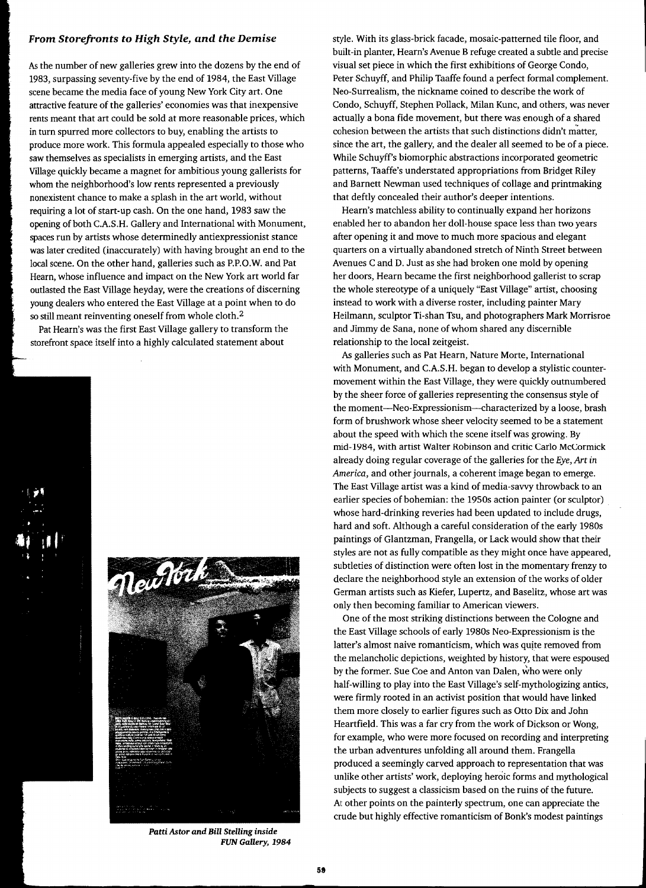### *From Storefronts to High Style, and the Demise*

As the number of new galleries grew into the dozens by the end of 1983, surpassing seventy-five by the end of 1984, the East Village scene became the media face of young New York City art. One attractive feature of the galleries' economies was that inexpensive rents meant that art could be sold at more reasonable prices, which in turn spurred more collectors to buy, enabling the artists to produce more work. This formula appealed especially to those who saw themselves as specialists in emerging artists, and the East Village quickly became a magnet for ambitious young gallerists for whom the neighborhood's low rents represented a previously nonexistent chance to make a splash in the art world, without requiring a lot of start-up cash. On the one hand, 1983 saw the opening of both C.A.S.H. Gallery and International with Monument, spaces run by artists whose determinedly antiexpressionist stance was later credited (inaccurately) with having brought an end to the local scene. On the other hand, galleries such as P.P.O.W. and Pat Hearn, whose influence and impact on the New York art world far outlasted the East Village heyday, were the creations of discerning young dealers who entered the East Village at a point when to do so still meant reinventing oneself from whole cloth.[2]

Pat Hearn's was the first East Village gallery to transform the storefront space itself into a highly calculated statement about style. With its glass-brick facade, mosaic-patterned tile floor, and built-in planter, Hearn's Avenue B refuge created a subtle and precise visual set piece in which the first exhibitions of George Condo, Peter Schuyff, and Philip Taaffe found a perfect formal complement. Neo-Surrealism, the nickname coined to describe the work of Condo, Schuyff, Stephen Pollack, Milan Kunc, and others, was never actually a bona fide movement, but there was enough of a shared cohesion between the artists that such distinctions didn't matter, since the art, the gallery, and the dealer all seemed to be of a piece. While Schuyff's biomorphic abstractions incorporated geometric patterns, Taaffe's understated appropriations from Bridget Riley and Barnett Newman used techniques of collage and printmaking that deftly concealed their author's deeper intentions.

Hearn's matchless ability to continually expand her horizons enabled her to abandon her doll-house space less than two years after opening it and move to much more spacious and elegant quarters on a virtually abandoned stretch of Ninth Street between Avenues C and D. Just as she had broken one mold by opening her doors, Hearn became the first neighborhood gallerist to scrap the whole stereotype of a uniquely "East Village" artist, choosing instead to work with a diverse roster, including painter Mary Heilmann, sculptor Ti-shan Tsu, and photographers Mark Morrisroe and Jimmy de Sana, none of whom shared any discernible relationship to the local zeitgeist.

As galleries such as Pat Hearn, Nature Morte, International with Monument, and C.A.S.H. began to develop a stylistic counter-movement within the East Village, they were quickly outnumbered by the sheer force of galleries representing the consensus style of the moment—Neo-Expressionism—characterized by a loose, brash form of brushwork whose sheer velocity seemed to be a statement about the speed with which the scene itself was growing. By mid-1984, with artist Walter Robinson and critic Carlo McCormick already doing regular coverage of the galleries for the *Eye*, *Art in America*, and other journals, a coherent image began to emerge. The East Village artist was a kind of media-savvy throwback to an earlier species of bohemian: the 1950s action painter (or sculptor) whose hard-drinking reveries had been updated to include drugs, hard and soft. Although a careful consideration of the early 1980s paintings of Glantzman, Frangella, or Lack would show that their styles are not as fully compatible as they might once have appeared, subtleties of distinction were often lost in the momentary frenzy to declare the neighborhood style an extension of the works of older German artists such as Kiefer, Lupertz, and Baselitz, whose art was only then becoming familiar to American viewers.

One of the most striking distinctions between the Cologne and the East Village schools of early 1980s Neo-Expressionism is the latter's almost naive romanticism, which was quite removed from the melancholic depictions, weighted by history, that were espoused by the former. Sue Coe and Anton van Dalen, who were only half-willing to play into the East Village's self-mythologizing antics, were firmly rooted in an activist position that would have linked them more closely to earlier figures such as Otto Dix and John Heartfield. This was a far cry from the work of Dickson or Wong, for example, who were more focused on recording and interpreting the urban adventures unfolding all around them. Frangella produced a seemingly carved approach to representation that was unlike other artists' work, deploying heroic forms and mythological subjects to suggest a classicism based on the ruins of the future. At other points on the painterly spectrum, one can appreciate the crude but highly effective romanticism of Bonk's modest paintings

*Patti Astor and Bill Stelling inside FUN Gallery, 1984*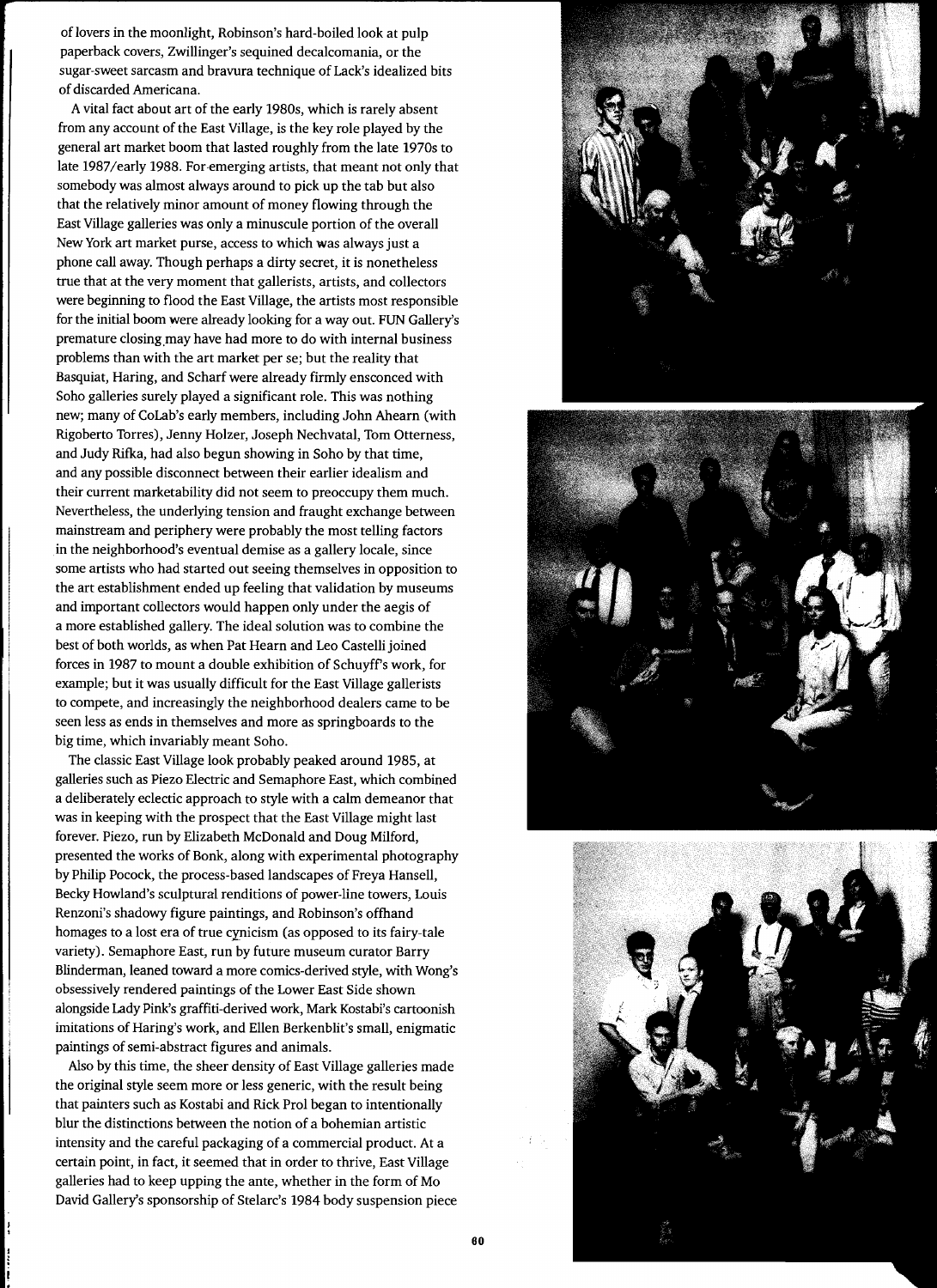of lovers in the moonlight, Robinson's hard-boiled look at pulp paperback covers, Zwillinger's sequined decalcomania, or the sugar-sweet sarcasm and bravura technique of Lack's idealized bits of discarded Americana.

A vital fact about art of the early 1980s, which is rarely absent from any account of the East Village, is the key role played by the general art market boom that lasted roughly from the late 1970s to late 1987/early 1988. For emerging artists, that meant not only that somebody was almost always around to pick up the tab but also that the relatively minor amount of money flowing through the East Village galleries was only a minuscule portion of the overall New York art market purse, access to which was always just a phone call away. Though perhaps a dirty secret, it is nonetheless true that at the very moment that gallerists, artists, and collectors were beginning to flood the East Village, the artists most responsible for the initial boom were already looking for a way out. FUN Gallery's premature closing may have had more to do with internal business problems than with the art market per se; but the reality that Basquiat, Haring, and Scharf were already firmly ensconced with Soho galleries surely played a significant role. This was nothing new; many of CoLab's early members, including John Ahearn (with Rigoberto Torres), Jenny Holzer, Joseph Nechvatal, Tom Otterness, and Judy Rifka, had also begun showing in Soho by that time, and any possible disconnect between their earlier idealism and their current marketability did not seem to preoccupy them much. Nevertheless, the underlying tension and fraught exchange between mainstream and periphery were probably the most telling factors in the neighborhood's eventual demise as a gallery locale, since some artists who had started out seeing themselves in opposition to the art establishment ended up feeling that validation by museums and important collectors would happen only under the aegis of a more established gallery. The ideal solution was to combine the best of both worlds, as when Pat Hearn and Leo Castelli joined forces in 1987 to mount a double exhibition of Schuyff's work, for example; but it was usually difficult for the East Village gallerists to compete, and increasingly the neighborhood dealers came to be seen less as ends in themselves and more as springboards to the big time, which invariably meant Soho.

The classic East Village look probably peaked around 1985, at galleries such as Piezo Electric and Semaphore East, which combined a deliberately eclectic approach to style with a calm demeanor that was in keeping with the prospect that the East Village might last forever. Piezo, run by Elizabeth McDonald and Doug Milford, presented the works of Bonk, along with experimental photography by Philip Pocock, the process-based landscapes of Freya Hansell, Becky Howland's sculptural renditions of power-line towers, Louis Renzoni's shadowy figure paintings, and Robinson's offhand homages to a lost era of true cynicism (as opposed to its fairy-tale variety). Semaphore East, run by future museum curator Barry Blinderman, leaned toward a more comics-derived style, with Wong's obsessively rendered paintings of the Lower East Side shown alongside Lady Pink's graffiti-derived work, Mark Kostabi's cartoonish imitations of Haring's work, and Ellen Berkenblit's small, enigmatic paintings of semi-abstract figures and animals.

Also by this time, the sheer density of East Village galleries made the original style seem more or less generic, with the result being that painters such as Kostabi and Rick Prol began to intentionally blur the distinctions between the notion of a bohemian artistic intensity and the careful packaging of a commercial product. At a certain point, in fact, it seemed that in order to thrive, East Village galleries had to keep upping the ante, whether in the form of Mo David Gallery's sponsorship of Stelarc's 1984 body suspension piece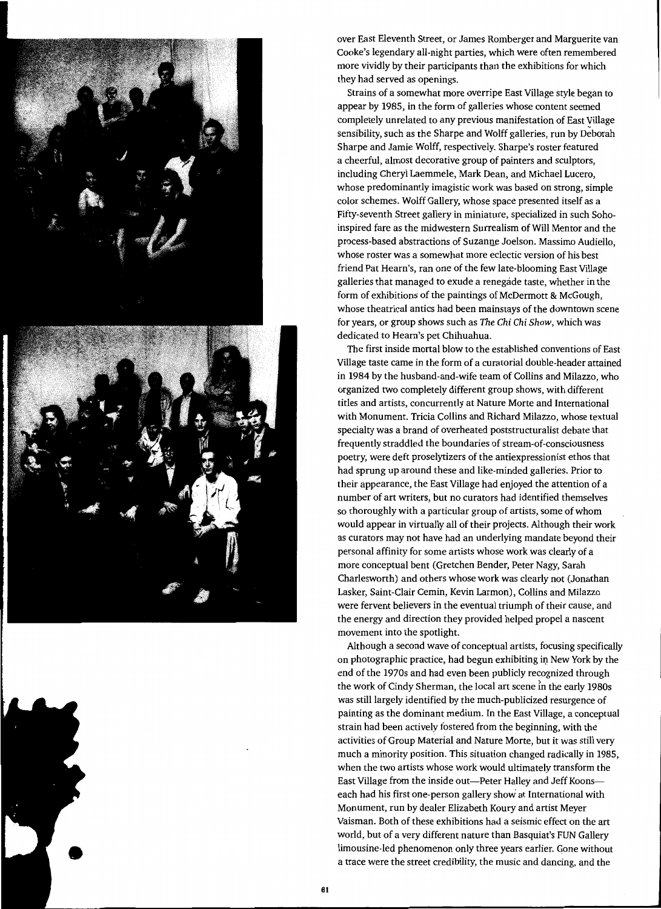over East Eleventh Street, or James Romberger and Marguerite van Cooke's legendary all-night parties, which were often remembered more vividly by their participants than the exhibitions for which they had served as openings.

Strains of a somewhat more overripe East Village style began to appear by 1985, in the form of galleries whose content seemed completely unrelated to any previous manifestation of East Village sensibility, such as the Sharpe and Wolff galleries, run by Deborah Sharpe and Jamie Wolff, respectively. Sharpe's roster featured a cheerful, almost decorative group of painters and sculptors, including Cheryl Laemmele, Mark Dean, and Michael Lucero, whose predominantly imagistic work was based on strong, simple color schemes. Wolff Gallery, whose space presented itself as a Fifty-seventh Street gallery in miniature, specialized in such Soho-inspired fare as the midwestern Surrealism of Will Mentor and the process-based abstractions of Suzanne Joelson. Massimo Audiello, whose roster was a somewhat more eclectic version of his best friend Pat Hearn's, ran one of the few late-blooming East Village galleries that managed to exude a renegade taste, whether in the form of exhibitions of the paintings of McDermott & McGough, whose theatrical antics had been mainstays of the downtown scene for years, or group shows such as *The Chi Chi Show*, which was dedicated to Hearn's pet Chihuahua.

The first inside mortal blow to the established conventions of East Village taste came in the form of a curatorial double-header attained in 1984 by the husband-and-wife team of Collins and Milazzo, who organized two completely different group shows, with different titles and artists, concurrently at Nature Morte and International with Monument. Tricia Collins and Richard Milazzo, whose textual specialty was a brand of overheated poststructuralist debate that frequently straddled the boundaries of stream-of-consciousness poetry, were deft proselytizers of the antiexpressionist ethos that had sprung up around these and like-minded galleries. Prior to their appearance, the East Village had enjoyed the attention of a number of art writers, but no curators had identified themselves so thoroughly with a particular group of artists, some of whom would appear in virtually all of their projects. Although their work as curators may not have had an underlying mandate beyond their personal affinity for some artists whose work was clearly of a more conceptual bent (Gretchen Bender, Peter Nagy, Sarah Charlesworth) and others whose work was clearly not (Jonathan Lasker, Saint-Clair Cemin, Kevin Larmon), Collins and Milazzo were fervent believers in the eventual triumph of their cause, and the energy and direction they provided helped propel a nascent movement into the spotlight.

Although a second wave of conceptual artists, focusing specifically on photographic practice, had begun exhibiting in New York by the end of the 1970s and had even been publicly recognized through the work of Cindy Sherman, the local art scene in the early 1980s was still largely identified by the much-publicized resurgence of painting as the dominant medium. In the East Village, a conceptual strain had been actively fostered from the beginning, with the activities of Group Material and Nature Morte, but it was still very much a minority position. This situation changed radically in 1985, when the two artists whose work would ultimately transform the East Village from the inside out—Peter Halley and Jeff Koons—each had his first one-person gallery show at International with Monument, run by dealer Elizabeth Koury and artist Meyer Vaisman. Both of these exhibitions had a seismic effect on the art world, but of a very different nature than Basquiat's FUN Gallery limousine-led phenomenon only three years earlier. Gone without a trace were the street credibility, the music and dancing, and the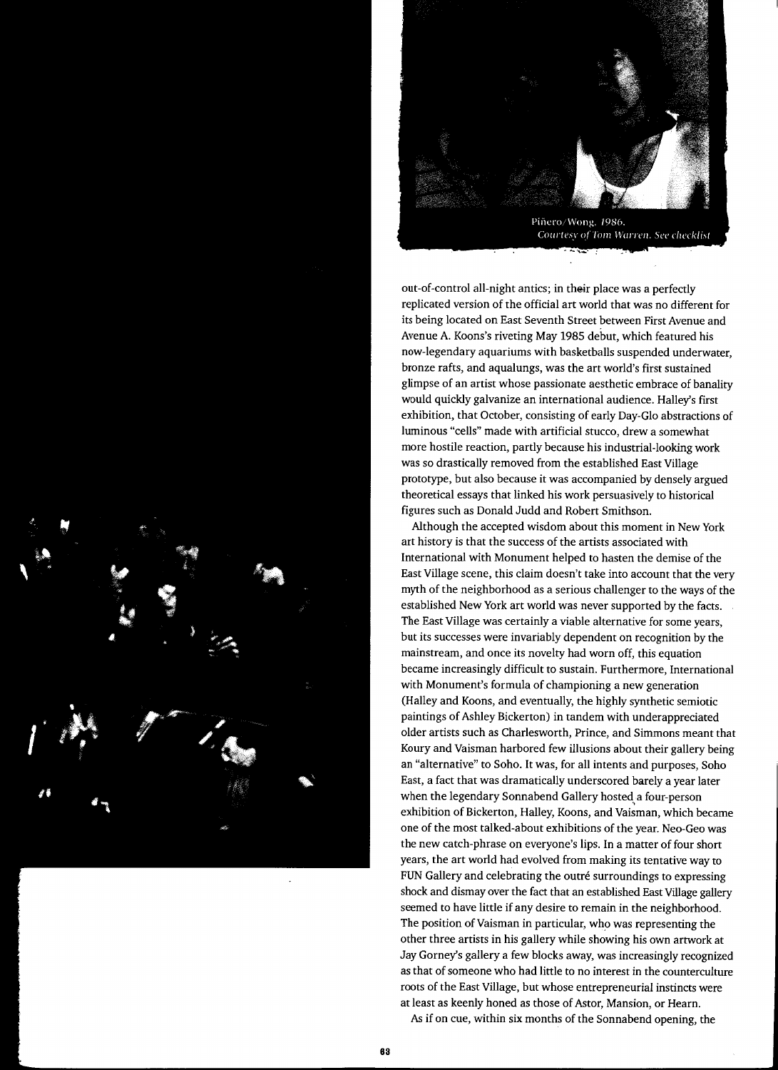Piñero/Wong, 1986.
*Courtesy of Tom Warren. See checklist*

out-of-control all-night antics; in their place was a perfectly replicated version of the official art world that was no different for its being located on East Seventh Street between First Avenue and Avenue A. Koons's riveting May 1985 debut, which featured his now-legendary aquariums with basketballs suspended underwater, bronze rafts, and aqualungs, was the art world's first sustained glimpse of an artist whose passionate aesthetic embrace of banality would quickly galvanize an international audience. Halley's first exhibition, that October, consisting of early Day-Glo abstractions of luminous "cells" made with artificial stucco, drew a somewhat more hostile reaction, partly because his industrial-looking work was so drastically removed from the established East Village prototype, but also because it was accompanied by densely argued theoretical essays that linked his work persuasively to historical figures such as Donald Judd and Robert Smithson.

Although the accepted wisdom about this moment in New York art history is that the success of the artists associated with International with Monument helped to hasten the demise of the East Village scene, this claim doesn't take into account that the very myth of the neighborhood as a serious challenger to the ways of the established New York art world was never supported by the facts. The East Village was certainly a viable alternative for some years, but its successes were invariably dependent on recognition by the mainstream, and once its novelty had worn off, this equation became increasingly difficult to sustain. Furthermore, International with Monument's formula of championing a new generation (Halley and Koons, and eventually, the highly synthetic semiotic paintings of Ashley Bickerton) in tandem with underappreciated older artists such as Charlesworth, Prince, and Simmons meant that Koury and Vaisman harbored few illusions about their gallery being an "alternative" to Soho. It was, for all intents and purposes, Soho East, a fact that was dramatically underscored barely a year later when the legendary Sonnabend Gallery hosted a four-person exhibition of Bickerton, Halley, Koons, and Vaisman, which became one of the most talked-about exhibitions of the year. Neo-Geo was the new catch-phrase on everyone's lips. In a matter of four short years, the art world had evolved from making its tentative way to FUN Gallery and celebrating the outré surroundings to expressing shock and dismay over the fact that an established East Village gallery seemed to have little if any desire to remain in the neighborhood. The position of Vaisman in particular, who was representing the other three artists in his gallery while showing his own artwork at Jay Gorney's gallery a few blocks away, was increasingly recognized as that of someone who had little to no interest in the counterculture roots of the East Village, but whose entrepreneurial instincts were at least as keenly honed as those of Astor, Mansion, or Hearn.

As if on cue, within six months of the Sonnabend opening, the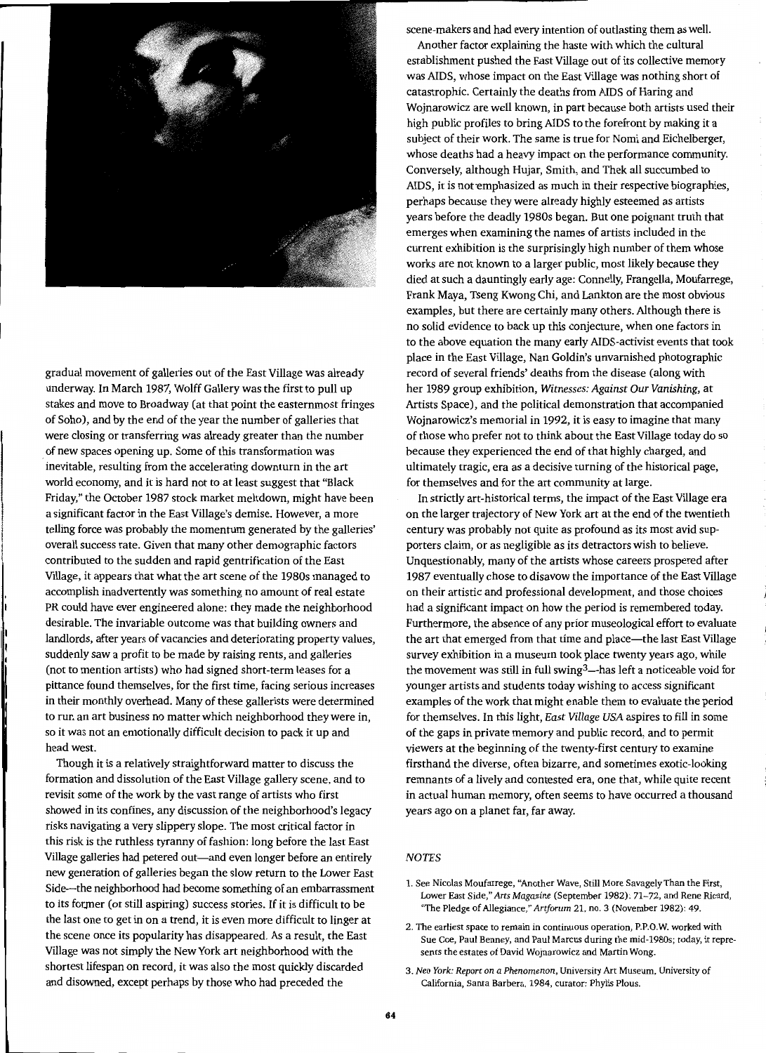gradual movement of galleries out of the East Village was already underway. In March 1987, Wolff Gallery was the first to pull up stakes and move to Broadway (at that point the easternmost fringes of Soho), and by the end of the year the number of galleries that were closing or transferring was already greater than the number of new spaces opening up. Some of this transformation was inevitable, resulting from the accelerating downturn in the art world economy, and it is hard not to at least suggest that "Black Friday," the October 1987 stock market meltdown, might have been a significant factor in the East Village's demise. However, a more telling force was probably the momentum generated by the galleries' overall success rate. Given that many other demographic factors contributed to the sudden and rapid gentrification of the East Village, it appears that what the art scene of the 1980s managed to accomplish inadvertently was something no amount of real estate PR could have ever engineered alone: they made the neighborhood desirable. The invariable outcome was that building owners and landlords, after years of vacancies and deteriorating property values, suddenly saw a profit to be made by raising rents, and galleries (not to mention artists) who had signed short-term leases for a pittance found themselves, for the first time, facing serious increases in their monthly overhead. Many of these gallerists were determined to run an art business no matter which neighborhood they were in, so it was not an emotionally difficult decision to pack it up and head west.

Though it is a relatively straightforward matter to discuss the formation and dissolution of the East Village gallery scene, and to revisit some of the work by the vast range of artists who first showed in its confines, any discussion of the neighborhood's legacy risks navigating a very slippery slope. The most critical factor in this risk is the ruthless tyranny of fashion: long before the last East Village galleries had petered out—and even longer before an entirely new generation of galleries began the slow return to the Lower East Side—the neighborhood had become something of an embarrassment to its former (or still aspiring) success stories. If it is difficult to be the last one to get in on a trend, it is even more difficult to linger at the scene once its popularity has disappeared. As a result, the East Village was not simply the New York art neighborhood with the shortest lifespan on record, it was also the most quickly discarded and disowned, except perhaps by those who had preceded the scene-makers and had every intention of outlasting them as well.

Another factor explaining the haste with which the cultural establishment pushed the East Village out of its collective memory was AIDS, whose impact on the East Village was nothing short of catastrophic. Certainly the deaths from AIDS of Haring and Wojnarowicz are well known, in part because both artists used their high public profiles to bring AIDS to the forefront by making it a subject of their work. The same is true for Nomi and Eichelberger, whose deaths had a heavy impact on the performance community. Conversely, although Hujar, Smith, and Thek all succumbed to AIDS, it is not emphasized as much in their respective biographies, perhaps because they were already highly esteemed as artists years before the deadly 1980s began. But one poignant truth that emerges when examining the names of artists included in the current exhibition is the surprisingly high number of them whose works are not known to a larger public, most likely because they died at such a dauntingly early age: Connelly, Frangella, Moufarrege, Frank Maya, Tseng Kwong Chi, and Lankton are the most obvious examples, but there are certainly many others. Although there is no solid evidence to back up this conjecture, when one factors in to the above equation the many early AIDS-activist events that took place in the East Village, Nan Goldin's unvarnished photographic record of several friends' deaths from the disease (along with her 1989 group exhibition, *Witnesses: Against Our Vanishing*, at Artists Space), and the political demonstration that accompanied Wojnarowicz's memorial in 1992, it is easy to imagine that many of those who prefer not to think about the East Village today do so because they experienced the end of that highly charged, and ultimately tragic, era as a decisive turning of the historical page, for themselves and for the art community at large.

In strictly art-historical terms, the impact of the East Village era on the larger trajectory of New York art at the end of the twentieth century was probably not quite as profound as its most avid supporters claim, or as negligible as its detractors wish to believe. Unquestionably, many of the artists whose careers prospered after 1987 eventually chose to disavow the importance of the East Village on their artistic and professional development, and those choices had a significant impact on how the period is remembered today. Furthermore, the absence of any prior museological effort to evaluate the art that emerged from that time and place—the last East Village survey exhibition in a museum took place twenty years ago, while the movement was still in full swing[3]—has left a noticeable void for younger artists and students today wishing to access significant examples of the work that might enable them to evaluate the period for themselves. In this light, *East Village USA* aspires to fill in some of the gaps in private memory and public record, and to permit viewers at the beginning of the twenty-first century to examine firsthand the diverse, often bizarre, and sometimes exotic-looking remnants of a lively and contested era, one that, while quite recent in actual human memory, often seems to have occurred a thousand years ago on a planet far, far away.

## NOTES

1. See Nicolas Moufarrege, "Another Wave, Still More Savagely Than the First, Lower East Side," *Arts Magazine* (September 1982): 71–72, and Rene Ricard, "The Pledge of Allegiance," *Artforum* 21, no. 3 (November 1982): 49.

2. The earliest space to remain in continuous operation, P.P.O.W. worked with Sue Coe, Paul Benney, and Paul Marcus during the mid-1980s; today, it represents the estates of David Wojnarowicz and Martin Wong.

3. *Neo York: Report on a Phenomenon*, University Art Museum, University of California, Santa Barbara, 1984, curator: Phylis Plous.